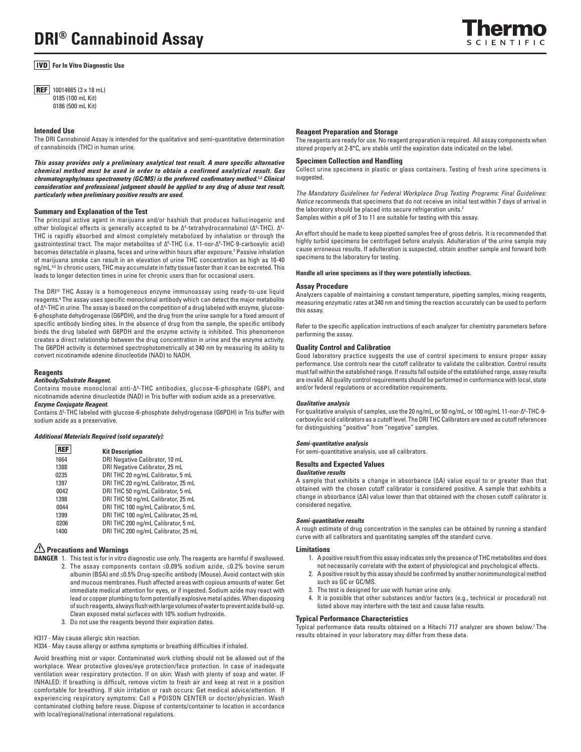# DRI® Cannabinoid Assay

IVD For In Vitro Diagnostic Use

REF 10014665 (3 x 18 mL)
0185 (100 mL Kit)
0186 (500 mL Kit)

## Intended Use

The DRI Cannabinoid Assay is intended for the qualitative and semi-quantitative determination of cannabinoids (THC) in human urine.

***This assay provides only a preliminary analytical test result. A more specific alternative chemical method must be used in order to obtain a confirmed analytical result. Gas chromatography/mass spectrometry (GC/MS) is the preferred confirmatory method.[1,2] Clinical consideration and professional judgment should be applied to any drug of abuse test result, particularly when preliminary positive results are used.***

## Summary and Explanation of the Test

The principal active agent in marijuana and/or hashish that produces hallucinogenic and other biological effects is generally accepted to be $\Delta^9$-tetrahydrocannabinol ($\Delta^9$-THC). $\Delta^9$-THC is rapidly absorbed and almost completely metabolized by inhalation or through the gastrointestinal tract. The major metabolites of $\Delta^9$-THC (i.e. 11-nor-$\Delta^9$-THC-9-carboxylic acid) becomes detectable in plasma, feces and urine within hours after exposure.[3] Passive inhalation of marijuana smoke can result in an elevation of urine THC concentration as high as 10-40 ng/mL.[4,5] In chronic users, THC may accumulate in fatty tissue faster than it can be excreted. This leads to longer detection times in urine for chronic users than for occasional users.

The DRI® THC Assay is a homogeneous enzyme immunoassay using ready-to-use liquid reagents.[6] The assay uses specific monoclonal antibody which can detect the major metabolite of $\Delta^9$-THC in urine. The assay is based on the competition of a drug labeled with enzyme, glucose-6-phosphate dehydrogenase (G6PDH), and the drug from the urine sample for a fixed amount of specific antibody binding sites. In the absence of drug from the sample, the specific antibody binds the drug labeled with G6PDH and the enzyme activity is inhibited. This phenomenon creates a direct relationship between the drug concentration in urine and the enzyme activity. The G6PDH activity is determined spectrophotometrically at 340 nm by measuring its ability to convert nicotinamide adenine dinucleotide (NAD) to NADH.

## Reagents

***Antibody/Substrate Reagent.***

Contains mouse monoclonal anti-$\Delta^9$-THC antibodies, glucose-6-phosphate (G6P), and nicotinamide adenine dinucleotide (NAD) in Tris buffer with sodium azide as a preservative.

***Enzyme Conjugate Reagent.***

Contains $\Delta^9$-THC labeled with glucose-6-phosphate dehydrogenase (G6PDH) in Tris buffer with sodium azide as a preservative.

***Additional Materials Required (sold separately):***

| REF | Kit Description |
|---|---|
| 1664 | DRI Negative Calibrator, 10 mL |
| 1388 | DRI Negative Calibrator, 25 mL |
| 0235 | DRI THC 20 ng/mL Calibrator, 5 mL |
| 1397 | DRI THC 20 ng/mL Calibrator, 25 mL |
| 0042 | DRI THC 50 ng/mL Calibrator, 5 mL |
| 1398 | DRI THC 50 ng/mL Calibrator, 25 mL |
| 0044 | DRI THC 100 ng/mL Calibrator, 5 mL |
| 1399 | DRI THC 100 ng/mL Calibrator, 25 mL |
| 0206 | DRI THC 200 ng/mL Calibrator, 5 mL |
| 1400 | DRI THC 200 ng/mL Calibrator, 25 mL |

## Precautions and Warnings

**DANGER**

1. This test is for in vitro diagnostic use only. The reagents are harmful if swallowed.
2. The assay components contain ≤0.09% sodium azide, ≤0.2% bovine serum albumin (BSA) and ≤0.5% Drug-specific antibody (Mouse). Avoid contact with skin and mucous membranes. Flush affected areas with copious amounts of water. Get immediate medical attention for eyes, or if ingested. Sodium azide may react with lead or copper plumbing to form potentially explosive metal azides. When disposing of such reagents, always flush with large volumes of water to prevent azide build-up. Clean exposed metal surfaces with 10% sodium hydroxide.
3. Do not use the reagents beyond their expiration dates.

H317 - May cause allergic skin reaction.

H334 - May cause allergy or asthma symptoms or breathing difficulties if inhaled.

Avoid breathing mist or vapor. Contaminated work clothing should not be allowed out of the workplace. Wear protective gloves/eye protection/face protection. In case of inadequate ventilation wear respiratory protection. If on skin: Wash with plenty of soap and water. IF INHALED: If breathing is difficult, remove victim to fresh air and keep at rest in a position comfortable for breathing. If skin irritation or rash occurs: Get medical advice/attention. If experiencing respiratory symptoms: Call a POISON CENTER or doctor/physician. Wash contaminated clothing before reuse. Dispose of contents/container to location in accordance with local/regional/national international regulations.

## Reagent Preparation and Storage

The reagents are ready for use. No reagent preparation is required. All assay components when stored properly at 2-8°C, are stable until the expiration date indicated on the label.

## Specimen Collection and Handling

Collect urine specimens in plastic or glass containers. Testing of fresh urine specimens is suggested.

*The Mandatory Guidelines for Federal Workplace Drug Testing Programs: Final Guidelines: Notice* recommends that specimens that do not receive an initial test within 7 days of arrival in the laboratory should be placed into secure refrigeration units.[2]

Samples within a pH of 3 to 11 are suitable for testing with this assay.

An effort should be made to keep pipetted samples free of gross debris. It is recommended that highly turbid specimens be centrifuged before analysis. Adulteration of the urine sample may cause erroneous results. If adulteration is suspected, obtain another sample and forward both specimens to the laboratory for testing.

**Handle all urine specimens as if they were potentially infectious.**

## Assay Procedure

Analyzers capable of maintaining a constant temperature, pipetting samples, mixing reagents, measuring enzymatic rates at 340 nm and timing the reaction accurately can be used to perform this assay.

Refer to the specific application instructions of each analyzer for chemistry parameters before performing the assay.

## Quality Control and Calibration

Good laboratory practice suggests the use of control specimens to ensure proper assay performance. Use controls near the cutoff calibrator to validate the calibration. Control results must fall within the established range. If results fall outside of the established range, assay results are invalid. All quality control requirements should be performed in conformance with local, state and/or federal regulations or accreditation requirements.

***Qualitative analysis***

For qualitative analysis of samples, use the 20 ng/mL, or 50 ng/mL, or 100 ng/mL 11-nor-$\Delta^9$-THC-9-carboxylic acid calibrators as a cutoff level. The DRI THC Calibrators are used as cutoff references for distinguishing "positive" from "negative" samples.

***Semi-quantitative analysis***

For semi-quantitative analysis, use all calibrators.

## Results and Expected Values

***Qualitative results***

A sample that exhibits a change in absorbance (ΔA) value equal to or greater than that obtained with the chosen cutoff calibrator is considered positive. A sample that exhibits a change in absorbance (ΔA) value lower than that obtained with the chosen cutoff calibrator is considered negative.

***Semi-quantitative results***

A rough estimate of drug concentration in the samples can be obtained by running a standard curve with all calibrators and quantitating samples off the standard curve.

## Limitations

1. A positive result from this assay indicates only the presence of THC metabolites and does not necessarily correlate with the extent of physiological and psychological effects.
2. A positive result by this assay should be confirmed by another nonimmunological method such as GC or GC/MS.
3. The test is designed for use with human urine only.
4. It is possible that other substances and/or factors (e.g., technical or procedural) not listed above may interfere with the test and cause false results.

## Typical Performance Characteristics

Typical performance data results obtained on a Hitachi 717 analyzer are shown below.[7] The results obtained in your laboratory may differ from these data.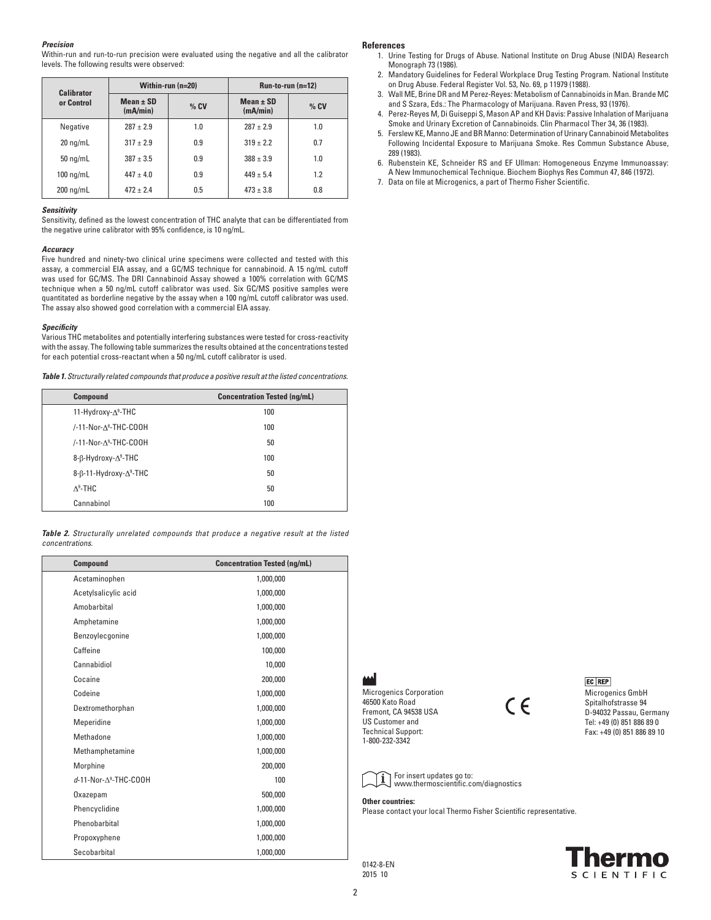***Precision***

Within-run and run-to-run precision were evaluated using the negative and all the calibrator levels. The following results were observed:

| Calibrator or Control | Within-run (n=20) | | Run-to-run (n=12) | |
|---|---|---|---|---|
| | Mean ± SD (mA/min) | % CV | Mean ± SD (mA/min) | % CV |
| Negative | 287 ± 2.9 | 1.0 | 287 ± 2.9 | 1.0 |
| 20 ng/mL | 317 ± 2.9 | 0.9 | 319 ± 2.2 | 0.7 |
| 50 ng/mL | 387 ± 3.5 | 0.9 | 388 ± 3.9 | 1.0 |
| 100 ng/mL | 447 ± 4.0 | 0.9 | 449 ± 5.4 | 1.2 |
| 200 ng/mL | 472 ± 2.4 | 0.5 | 473 ± 3.8 | 0.8 |

***Sensitivity***

Sensitivity, defined as the lowest concentration of THC analyte that can be differentiated from the negative urine calibrator with 95% confidence, is 10 ng/mL.

***Accuracy***

Five hundred and ninety-two clinical urine specimens were collected and tested with this assay, a commercial EIA assay, and a GC/MS technique for cannabinoid. A 15 ng/mL cutoff was used for GC/MS. The DRI Cannabinoid Assay showed a 100% correlation with GC/MS technique when a 50 ng/mL cutoff calibrator was used. Six GC/MS positive samples were quantitated as borderline negative by the assay when a 100 ng/mL cutoff calibrator was used. The assay also showed good correlation with a commercial EIA assay.

***Specificity***

Various THC metabolites and potentially interfering substances were tested for cross-reactivity with the assay. The following table summarizes the results obtained at the concentrations tested for each potential cross-reactant when a 50 ng/mL cutoff calibrator is used.

***Table 1.*** *Structurally related compounds that produce a positive result at the listed concentrations.*

| Compound | Concentration Tested (ng/mL) |
|---|---|
| 11-Hydroxy-$\Delta^9$-THC | 100 |
| *l*-11-Nor-$\Delta^8$-THC-COOH | 100 |
| *l*-11-Nor-$\Delta^9$-THC-COOH | 50 |
| 8-β-Hydroxy-$\Delta^9$-THC | 100 |
| 8-β-11-Hydroxy-$\Delta^9$-THC | 50 |
| $\Delta^9$-THC | 50 |
| Cannabinol | 100 |

***Table 2.*** *Structurally unrelated compounds that produce a negative result at the listed concentrations.*

| Compound | Concentration Tested (ng/mL) |
|---|---|
| Acetaminophen | 1,000,000 |
| Acetylsalicylic acid | 1,000,000 |
| Amobarbital | 1,000,000 |
| Amphetamine | 1,000,000 |
| Benzoylecgonine | 1,000,000 |
| Caffeine | 100,000 |
| Cannabidiol | 10,000 |
| Cocaine | 200,000 |
| Codeine | 1,000,000 |
| Dextromethorphan | 1,000,000 |
| Meperidine | 1,000,000 |
| Methadone | 1,000,000 |
| Methamphetamine | 1,000,000 |
| Morphine | 200,000 |
| *d*-11-Nor-$\Delta^9$-THC-COOH | 100 |
| Oxazepam | 500,000 |
| Phencyclidine | 1,000,000 |
| Phenobarbital | 1,000,000 |
| Propoxyphene | 1,000,000 |
| Secobarbital | 1,000,000 |

**References**

1. Urine Testing for Drugs of Abuse. National Institute on Drug Abuse (NIDA) Research Monograph 73 (1986).
2. Mandatory Guidelines for Federal Workplace Drug Testing Program. National Institute on Drug Abuse. Federal Register Vol. 53, No. 69, p 11979 (1988).
3. Wall ME, Brine DR and M Perez-Reyes: Metabolism of Cannabinoids in Man. Brande MC and S Szara, Eds.: The Pharmacology of Marijuana. Raven Press, 93 (1976).
4. Perez-Reyes M, Di Guiseppi S, Mason AP and KH Davis: Passive Inhalation of Marijuana Smoke and Urinary Excretion of Cannabinoids. Clin Pharmacol Ther 34, 36 (1983).
5. Ferslew KE, Manno JE and BR Manno: Determination of Urinary Cannabinoid Metabolites Following Incidental Exposure to Marijuana Smoke. Res Commun Substance Abuse, 289 (1983).
6. Rubenstein KE, Schneider RS and EF Ullman: Homogeneous Enzyme Immunoassay: A New Immunochemical Technique. Biochem Biophys Res Commun 47, 846 (1972).
7. Data on file at Microgenics, a part of Thermo Fisher Scientific.

Microgenics Corporation
46500 Kato Road
Fremont, CA 94538 USA
US Customer and
Technical Support:
1-800-232-3342

EC REP

Microgenics GmbH
Spitalhofstrasse 94
D-94032 Passau, Germany
Tel: +49 (0) 851 886 89 0
Fax: +49 (0) 851 886 89 10

For insert updates go to:
www.thermoscientific.com/diagnostics

**Other countries:**
Please contact your local Thermo Fisher Scientific representative.

0142-8-EN
2015 10

Thermo SCIENTIFIC